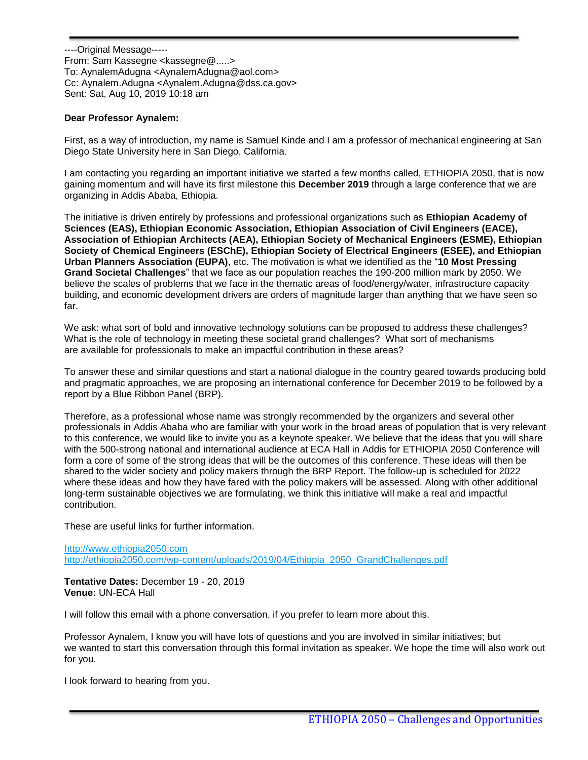----Original Message-----
From: Sam Kassegne <kassegne@.....>
To: AynalemAdugna <AynalemAdugna@aol.com>
Cc: Aynalem.Adugna <Aynalem.Adugna@dss.ca.gov>
Sent: Sat, Aug 10, 2019 10:18 am

**Dear Professor Aynalem:**

First, as a way of introduction, my name is Samuel Kinde and I am a professor of mechanical engineering at San Diego State University here in San Diego, California.

I am contacting you regarding an important initiative we started a few months called, ETHIOPIA 2050, that is now gaining momentum and will have its first milestone this **December 2019** through a large conference that we are organizing in Addis Ababa, Ethiopia.

The initiative is driven entirely by professions and professional organizations such as **Ethiopian Academy of Sciences (EAS), Ethiopian Economic Association, Ethiopian Association of Civil Engineers (EACE), Association of Ethiopian Architects (AEA), Ethiopian Society of Mechanical Engineers (ESME), Ethiopian Society of Chemical Engineers (ESChE), Ethiopian Society of Electrical Engineers (ESEE), and Ethiopian Urban Planners Association (EUPA)**, etc. The motivation is what we identified as the "**10 Most Pressing Grand Societal Challenges**" that we face as our population reaches the 190-200 million mark by 2050. We believe the scales of problems that we face in the thematic areas of food/energy/water, infrastructure capacity building, and economic development drivers are orders of magnitude larger than anything that we have seen so far.

We ask: what sort of bold and innovative technology solutions can be proposed to address these challenges? What is the role of technology in meeting these societal grand challenges? What sort of mechanisms are available for professionals to make an impactful contribution in these areas?

To answer these and similar questions and start a national dialogue in the country geared towards producing bold and pragmatic approaches, we are proposing an international conference for December 2019 to be followed by a report by a Blue Ribbon Panel (BRP).

Therefore, as a professional whose name was strongly recommended by the organizers and several other professionals in Addis Ababa who are familiar with your work in the broad areas of population that is very relevant to this conference, we would like to invite you as a keynote speaker. We believe that the ideas that you will share with the 500-strong national and international audience at ECA Hall in Addis for ETHIOPIA 2050 Conference will form a core of some of the strong ideas that will be the outcomes of this conference. These ideas will then be shared to the wider society and policy makers through the BRP Report. The follow-up is scheduled for 2022 where these ideas and how they have fared with the policy makers will be assessed. Along with other additional long-term sustainable objectives we are formulating, we think this initiative will make a real and impactful contribution.

These are useful links for further information.

http://www.ethiopia2050.com
http://ethiopia2050.com/wp-content/uploads/2019/04/Ethiopia_2050_GrandChallenges.pdf

**Tentative Dates:** December 19 - 20, 2019
**Venue:** UN-ECA Hall

I will follow this email with a phone conversation, if you prefer to learn more about this.

Professor Aynalem, I know you will have lots of questions and you are involved in similar initiatives; but we wanted to start this conversation through this formal invitation as speaker. We hope the time will also work out for you.

I look forward to hearing from you.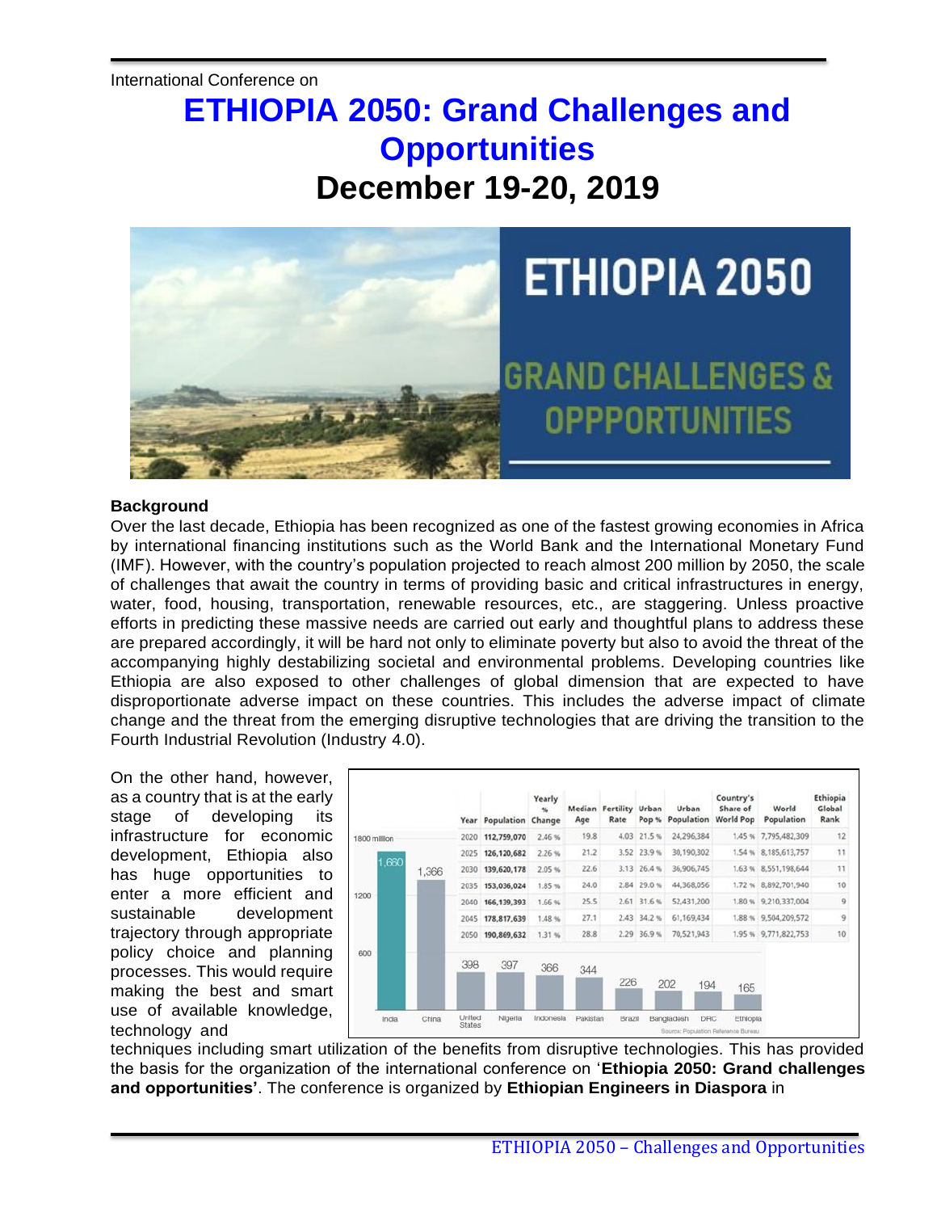International Conference on

# ETHIOPIA 2050: Grand Challenges and Opportunities

## December 19-20, 2019

### Background

Over the last decade, Ethiopia has been recognized as one of the fastest growing economies in Africa by international financing institutions such as the World Bank and the International Monetary Fund (IMF). However, with the country's population projected to reach almost 200 million by 2050, the scale of challenges that await the country in terms of providing basic and critical infrastructures in energy, water, food, housing, transportation, renewable resources, etc., are staggering. Unless proactive efforts in predicting these massive needs are carried out early and thoughtful plans to address these are prepared accordingly, it will be hard not only to eliminate poverty but also to avoid the threat of the accompanying highly destabilizing societal and environmental problems. Developing countries like Ethiopia are also exposed to other challenges of global dimension that are expected to have disproportionate adverse impact on these countries. This includes the adverse impact of climate change and the threat from the emerging disruptive technologies that are driving the transition to the Fourth Industrial Revolution (Industry 4.0).

On the other hand, however, as a country that is at the early stage of developing its infrastructure for economic development, Ethiopia also has huge opportunities to enter a more efficient and sustainable development trajectory through appropriate policy choice and planning processes. This would require making the best and smart use of available knowledge, technology and techniques including smart utilization of the benefits from disruptive technologies. This has provided the basis for the organization of the international conference on '**Ethiopia 2050: Grand challenges and opportunities'**. The conference is organized by **Ethiopian Engineers in Diaspora** in

| Year | Population | Yearly % Change | Median Age | Fertility Rate | Urban Pop % | Urban Population | Country's Share of World Pop | World Population | Ethiopia Global Rank |
|---|---|---|---|---|---|---|---|---|---|
| 2020 | 112,759,070 | 2.46 % | 19.8 | 4.03 | 21.5 % | 24,296,384 | 1.45 % | 7,795,482,309 | 12 |
| 2025 | 126,120,682 | 2.26 % | 21.2 | 3.52 | 23.9 % | 30,190,302 | 1.54 % | 8,185,613,757 | 11 |
| 2030 | 139,620,178 | 2.05 % | 22.6 | 3.13 | 26.4 % | 36,906,745 | 1.63 % | 8,551,198,644 | 11 |
| 2035 | 153,036,024 | 1.85 % | 24.0 | 2.84 | 29.0 % | 44,368,056 | 1.72 % | 8,892,701,940 | 10 |
| 2040 | 166,139,393 | 1.66 % | 25.5 | 2.61 | 31.6 % | 52,431,200 | 1.80 % | 9,210,337,004 | 9 |
| 2045 | 178,817,639 | 1.48 % | 27.1 | 2.43 | 34.2 % | 61,169,434 | 1.88 % | 9,504,209,572 | 9 |
| 2050 | 190,869,632 | 1.31 % | 28.8 | 2.29 | 36.9 % | 70,521,943 | 1.95 % | 9,771,822,753 | 10 |

| Country | Population (million) |
|---|---|
| India | 1,660 |
| China | 1,366 |
| United States | 398 |
| Nigeria | 397 |
| Indonesia | 366 |
| Pakistan | 344 |
| Brazil | 226 |
| Bangladesh | 202 |
| DRC | 194 |
| Ethiopia | 165 |

Source: Population Reference Bureau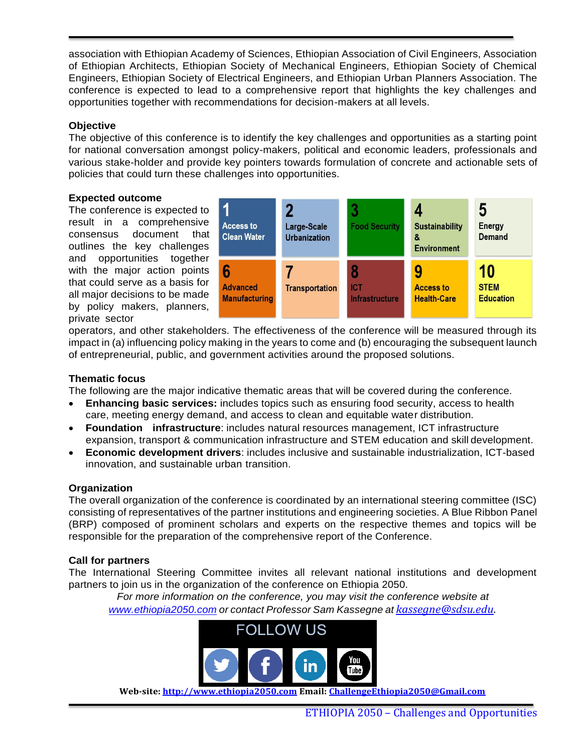association with Ethiopian Academy of Sciences, Ethiopian Association of Civil Engineers, Association of Ethiopian Architects, Ethiopian Society of Mechanical Engineers, Ethiopian Society of Chemical Engineers, Ethiopian Society of Electrical Engineers, and Ethiopian Urban Planners Association. The conference is expected to lead to a comprehensive report that highlights the key challenges and opportunities together with recommendations for decision-makers at all levels.

**Objective**

The objective of this conference is to identify the key challenges and opportunities as a starting point for national conversation amongst policy-makers, political and economic leaders, professionals and various stake-holder and provide key pointers towards formulation of concrete and actionable sets of policies that could turn these challenges into opportunities.

**Expected outcome**

The conference is expected to result in a comprehensive consensus document that outlines the key challenges and opportunities together with the major action points that could serve as a basis for all major decisions to be made by policy makers, planners, private sector operators, and other stakeholders. The effectiveness of the conference will be measured through its impact in (a) influencing policy making in the years to come and (b) encouraging the subsequent launch of entrepreneurial, public, and government activities around the proposed solutions.

1 Access to Clean Water
2 Large-Scale Urbanization
3 Food Security
4 Sustainability & Environment
5 Energy Demand
6 Advanced Manufacturing
7 Transportation
8 ICT Infrastructure
9 Access to Health-Care
10 STEM Education

**Thematic focus**

The following are the major indicative thematic areas that will be covered during the conference.

- **Enhancing basic services:** includes topics such as ensuring food security, access to health care, meeting energy demand, and access to clean and equitable water distribution.
- **Foundation infrastructure**: includes natural resources management, ICT infrastructure expansion, transport & communication infrastructure and STEM education and skill development.
- **Economic development drivers**: includes inclusive and sustainable industrialization, ICT-based innovation, and sustainable urban transition.

**Organization**

The overall organization of the conference is coordinated by an international steering committee (ISC) consisting of representatives of the partner institutions and engineering societies. A Blue Ribbon Panel (BRP) composed of prominent scholars and experts on the respective themes and topics will be responsible for the preparation of the comprehensive report of the Conference.

**Call for partners**

The International Steering Committee invites all relevant national institutions and development partners to join us in the organization of the conference on Ethiopia 2050.

*For more information on the conference, you may visit the conference website at [www.ethiopia2050.com](http://www.ethiopia2050.com) or contact Professor Sam Kassegne at [kassegne@sdsu.edu](mailto:kassegne@sdsu.edu).*

FOLLOW US

**Web-site:** [http://www.ethiopia2050.com](http://www.ethiopia2050.com) **Email:** [ChallengeEthiopia2050@Gmail.com](mailto:ChallengeEthiopia2050@Gmail.com)